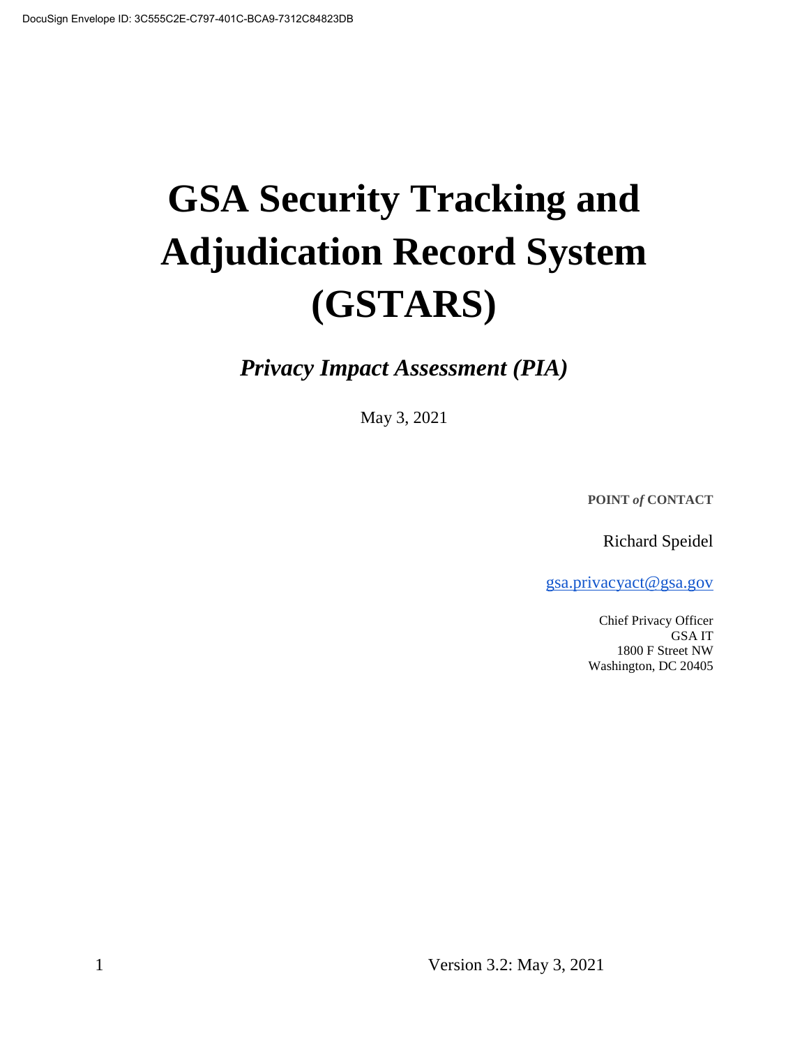# GSA Security Tracking and Adjudication Record System (GSTARS)

***Privacy Impact Assessment (PIA)***

May 3, 2021

**POINT *of* CONTACT**

Richard Speidel

gsa.privacyact@gsa.gov

Chief Privacy Officer
GSA IT
1800 F Street NW
Washington, DC 20405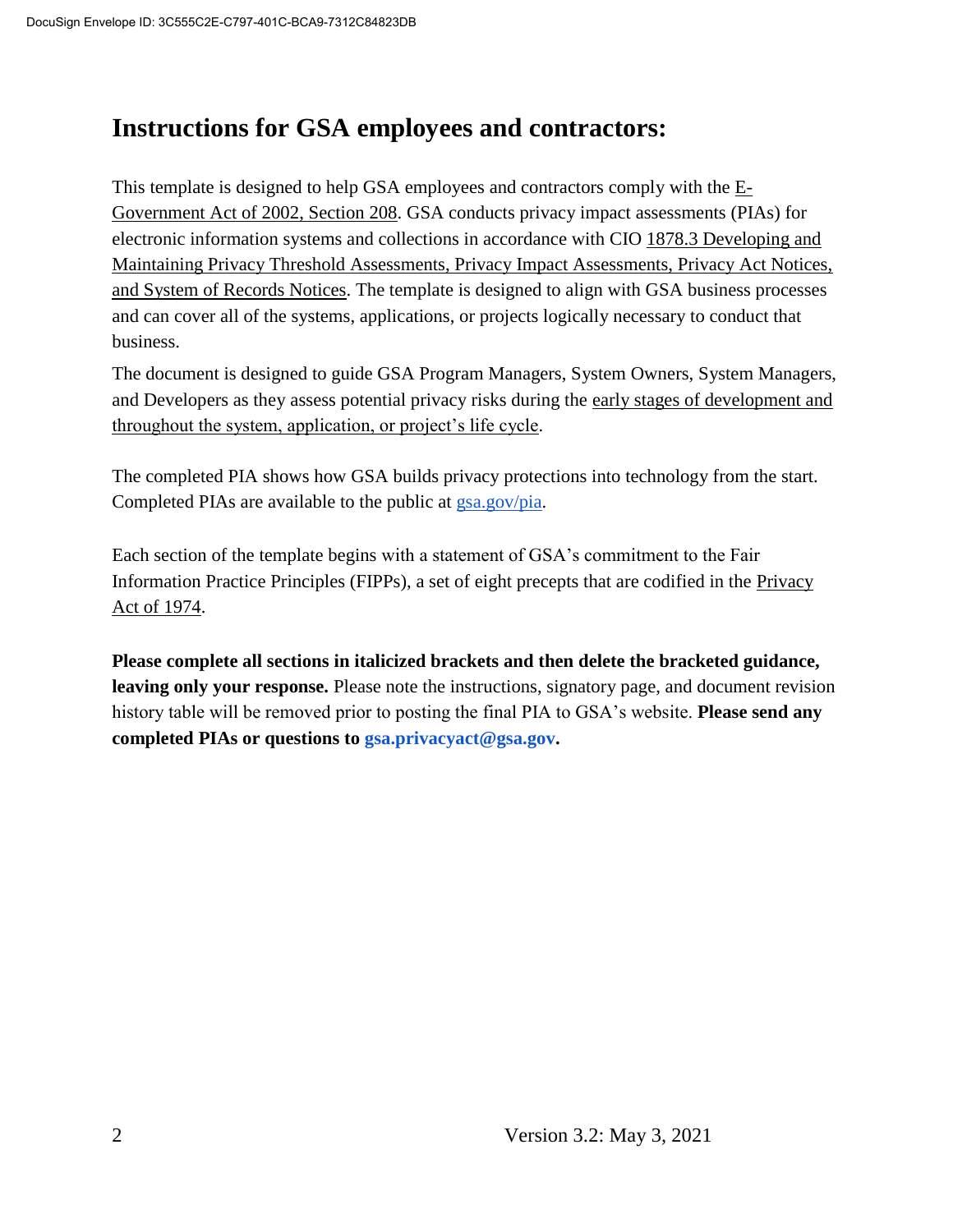# Instructions for GSA employees and contractors:

This template is designed to help GSA employees and contractors comply with the E-Government Act of 2002, Section 208. GSA conducts privacy impact assessments (PIAs) for electronic information systems and collections in accordance with CIO 1878.3 Developing and Maintaining Privacy Threshold Assessments, Privacy Impact Assessments, Privacy Act Notices, and System of Records Notices. The template is designed to align with GSA business processes and can cover all of the systems, applications, or projects logically necessary to conduct that business.

The document is designed to guide GSA Program Managers, System Owners, System Managers, and Developers as they assess potential privacy risks during the early stages of development and throughout the system, application, or project's life cycle.

The completed PIA shows how GSA builds privacy protections into technology from the start. Completed PIAs are available to the public at gsa.gov/pia.

Each section of the template begins with a statement of GSA's commitment to the Fair Information Practice Principles (FIPPs), a set of eight precepts that are codified in the Privacy Act of 1974.

**Please complete all sections in italicized brackets and then delete the bracketed guidance, leaving only your response.** Please note the instructions, signatory page, and document revision history table will be removed prior to posting the final PIA to GSA's website. **Please send any completed PIAs or questions to gsa.privacyact@gsa.gov.**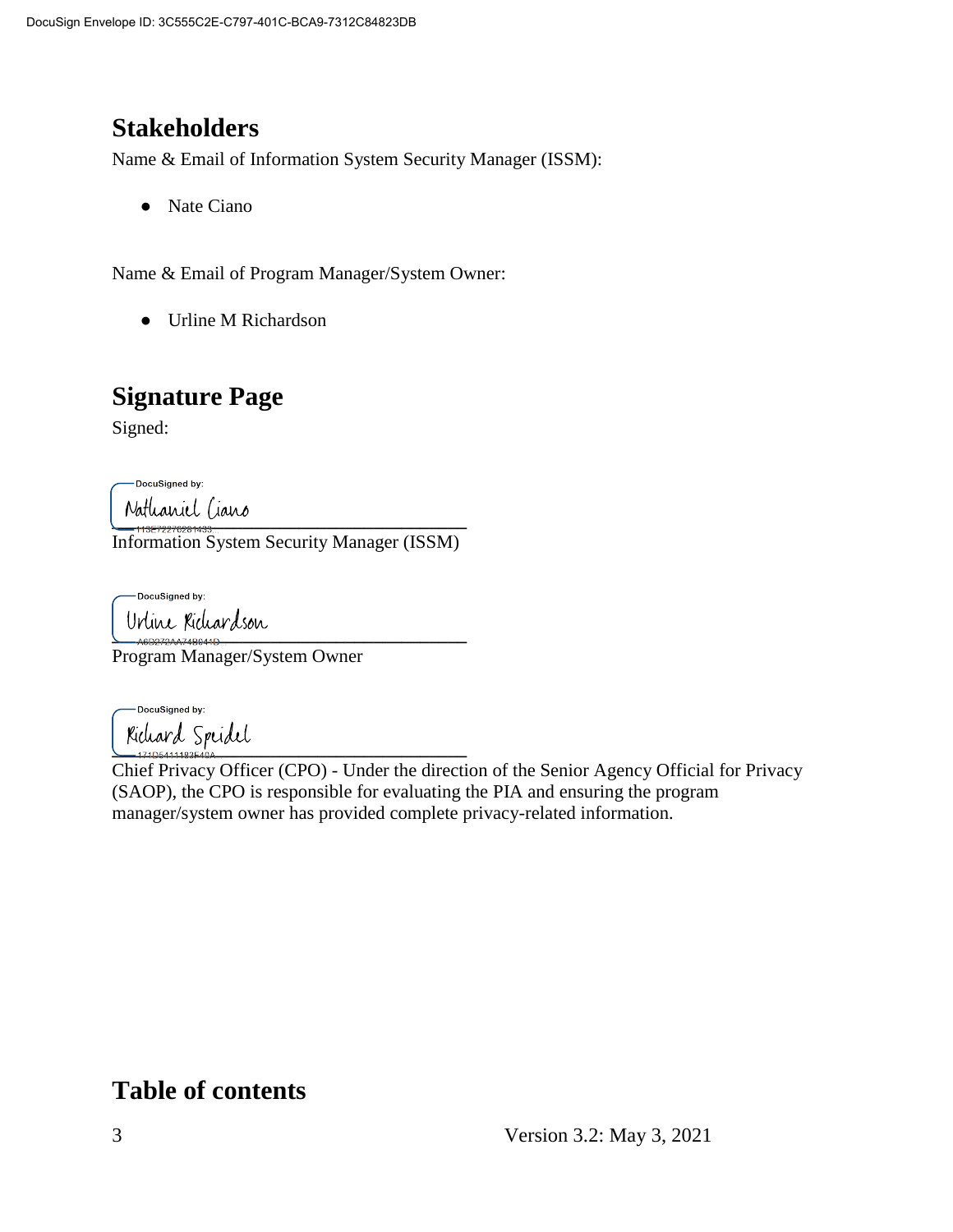## Stakeholders

Name & Email of Information System Security Manager (ISSM):

- Nate Ciano

Name & Email of Program Manager/System Owner:

- Urline M Richardson

## Signature Page

Signed:

DocuSigned by:
Nathaniel Ciano
113E72270281433

Information System Security Manager (ISSM)

DocuSigned by:
Urline Richardson
A6D272AA74B041D

Program Manager/System Owner

DocuSigned by:
Richard Speidel
171D5411182E40A

Chief Privacy Officer (CPO) - Under the direction of the Senior Agency Official for Privacy (SAOP), the CPO is responsible for evaluating the PIA and ensuring the program manager/system owner has provided complete privacy-related information.

## Table of contents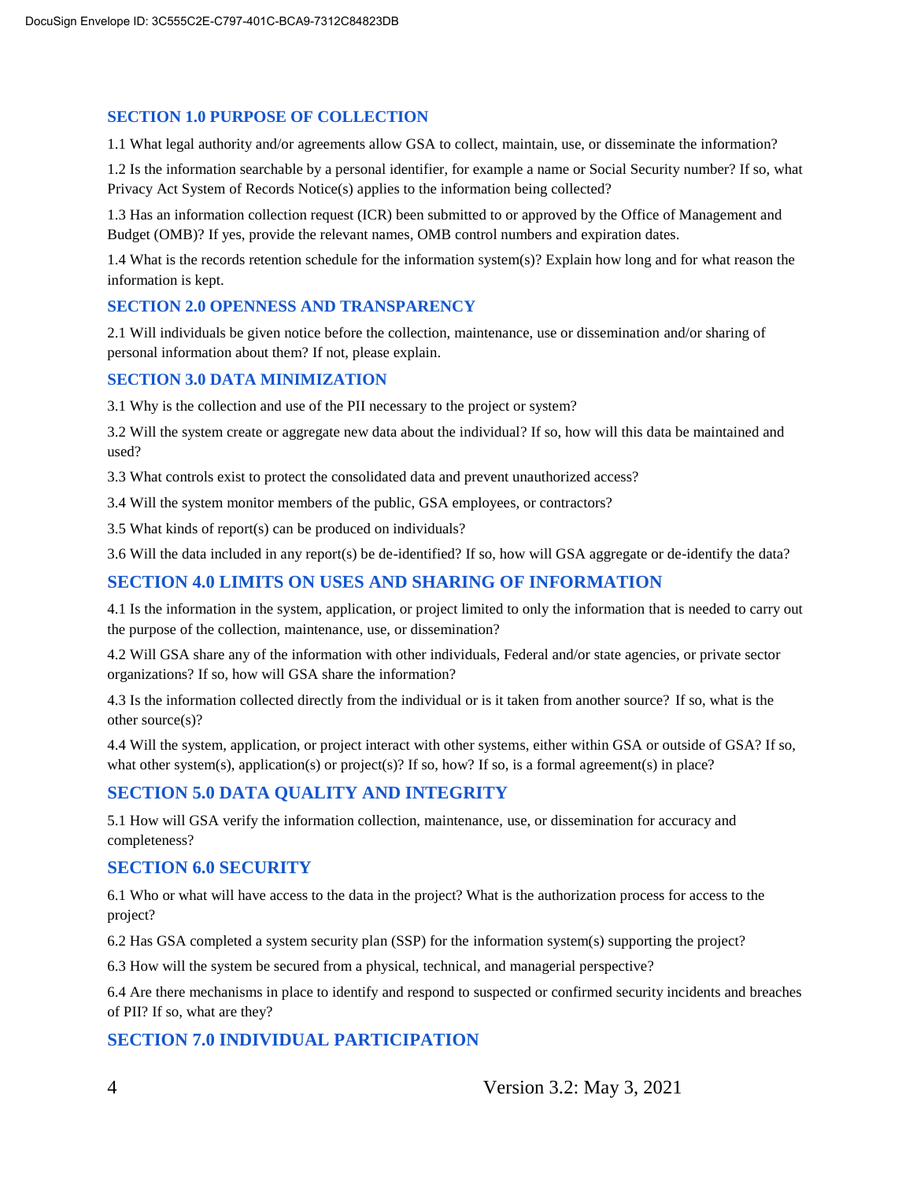## SECTION 1.0 PURPOSE OF COLLECTION

1.1 What legal authority and/or agreements allow GSA to collect, maintain, use, or disseminate the information?

1.2 Is the information searchable by a personal identifier, for example a name or Social Security number? If so, what Privacy Act System of Records Notice(s) applies to the information being collected?

1.3 Has an information collection request (ICR) been submitted to or approved by the Office of Management and Budget (OMB)? If yes, provide the relevant names, OMB control numbers and expiration dates.

1.4 What is the records retention schedule for the information system(s)? Explain how long and for what reason the information is kept.

## SECTION 2.0 OPENNESS AND TRANSPARENCY

2.1 Will individuals be given notice before the collection, maintenance, use or dissemination and/or sharing of personal information about them? If not, please explain.

## SECTION 3.0 DATA MINIMIZATION

3.1 Why is the collection and use of the PII necessary to the project or system?

3.2 Will the system create or aggregate new data about the individual? If so, how will this data be maintained and used?

3.3 What controls exist to protect the consolidated data and prevent unauthorized access?

3.4 Will the system monitor members of the public, GSA employees, or contractors?

3.5 What kinds of report(s) can be produced on individuals?

3.6 Will the data included in any report(s) be de-identified? If so, how will GSA aggregate or de-identify the data?

## SECTION 4.0 LIMITS ON USES AND SHARING OF INFORMATION

4.1 Is the information in the system, application, or project limited to only the information that is needed to carry out the purpose of the collection, maintenance, use, or dissemination?

4.2 Will GSA share any of the information with other individuals, Federal and/or state agencies, or private sector organizations? If so, how will GSA share the information?

4.3 Is the information collected directly from the individual or is it taken from another source? If so, what is the other source(s)?

4.4 Will the system, application, or project interact with other systems, either within GSA or outside of GSA? If so, what other system(s), application(s) or project(s)? If so, how? If so, is a formal agreement(s) in place?

## SECTION 5.0 DATA QUALITY AND INTEGRITY

5.1 How will GSA verify the information collection, maintenance, use, or dissemination for accuracy and completeness?

## SECTION 6.0 SECURITY

6.1 Who or what will have access to the data in the project? What is the authorization process for access to the project?

6.2 Has GSA completed a system security plan (SSP) for the information system(s) supporting the project?

6.3 How will the system be secured from a physical, technical, and managerial perspective?

6.4 Are there mechanisms in place to identify and respond to suspected or confirmed security incidents and breaches of PII? If so, what are they?

## SECTION 7.0 INDIVIDUAL PARTICIPATION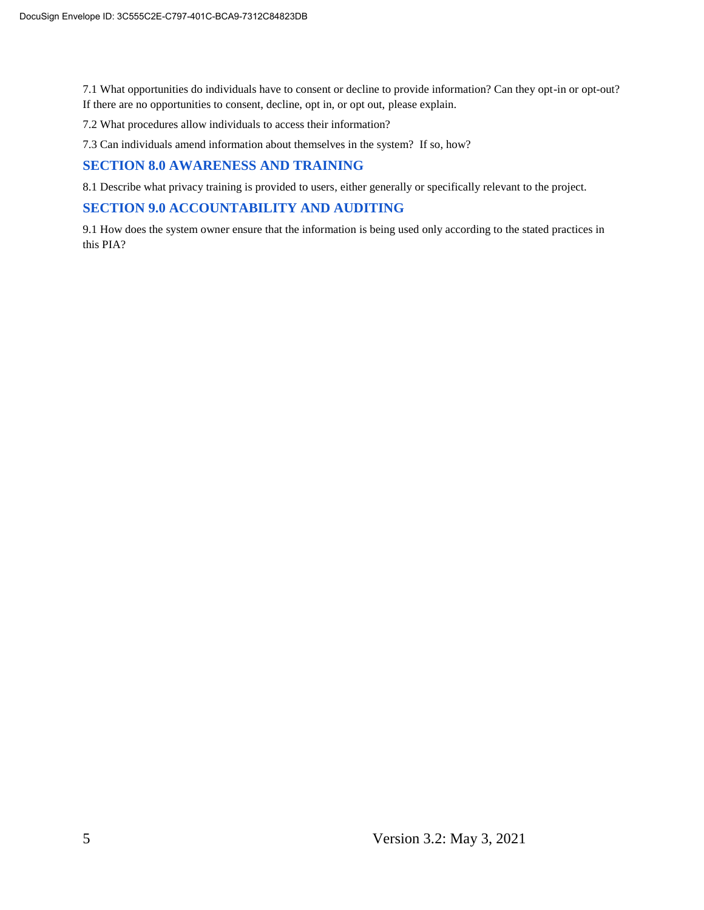7.1 What opportunities do individuals have to consent or decline to provide information? Can they opt-in or opt-out? If there are no opportunities to consent, decline, opt in, or opt out, please explain.

7.2 What procedures allow individuals to access their information?

7.3 Can individuals amend information about themselves in the system? If so, how?

## SECTION 8.0 AWARENESS AND TRAINING

8.1 Describe what privacy training is provided to users, either generally or specifically relevant to the project.

## SECTION 9.0 ACCOUNTABILITY AND AUDITING

9.1 How does the system owner ensure that the information is being used only according to the stated practices in this PIA?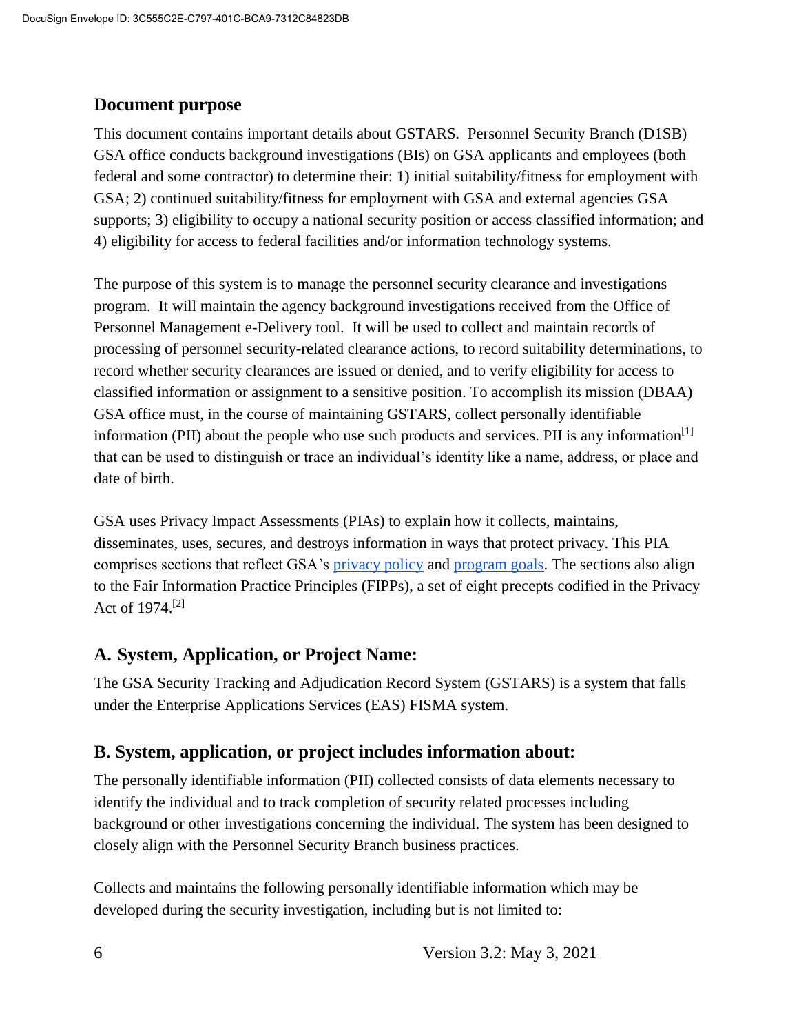## Document purpose

This document contains important details about GSTARS. Personnel Security Branch (D1SB) GSA office conducts background investigations (BIs) on GSA applicants and employees (both federal and some contractor) to determine their: 1) initial suitability/fitness for employment with GSA; 2) continued suitability/fitness for employment with GSA and external agencies GSA supports; 3) eligibility to occupy a national security position or access classified information; and 4) eligibility for access to federal facilities and/or information technology systems.

The purpose of this system is to manage the personnel security clearance and investigations program. It will maintain the agency background investigations received from the Office of Personnel Management e-Delivery tool. It will be used to collect and maintain records of processing of personnel security-related clearance actions, to record suitability determinations, to record whether security clearances are issued or denied, and to verify eligibility for access to classified information or assignment to a sensitive position. To accomplish its mission (DBAA) GSA office must, in the course of maintaining GSTARS, collect personally identifiable information (PII) about the people who use such products and services. PII is any information[1] that can be used to distinguish or trace an individual's identity like a name, address, or place and date of birth.

GSA uses Privacy Impact Assessments (PIAs) to explain how it collects, maintains, disseminates, uses, secures, and destroys information in ways that protect privacy. This PIA comprises sections that reflect GSA's privacy policy and program goals. The sections also align to the Fair Information Practice Principles (FIPPs), a set of eight precepts codified in the Privacy Act of 1974.[2]

## A. System, Application, or Project Name:

The GSA Security Tracking and Adjudication Record System (GSTARS) is a system that falls under the Enterprise Applications Services (EAS) FISMA system.

## B. System, application, or project includes information about:

The personally identifiable information (PII) collected consists of data elements necessary to identify the individual and to track completion of security related processes including background or other investigations concerning the individual. The system has been designed to closely align with the Personnel Security Branch business practices.

Collects and maintains the following personally identifiable information which may be developed during the security investigation, including but is not limited to: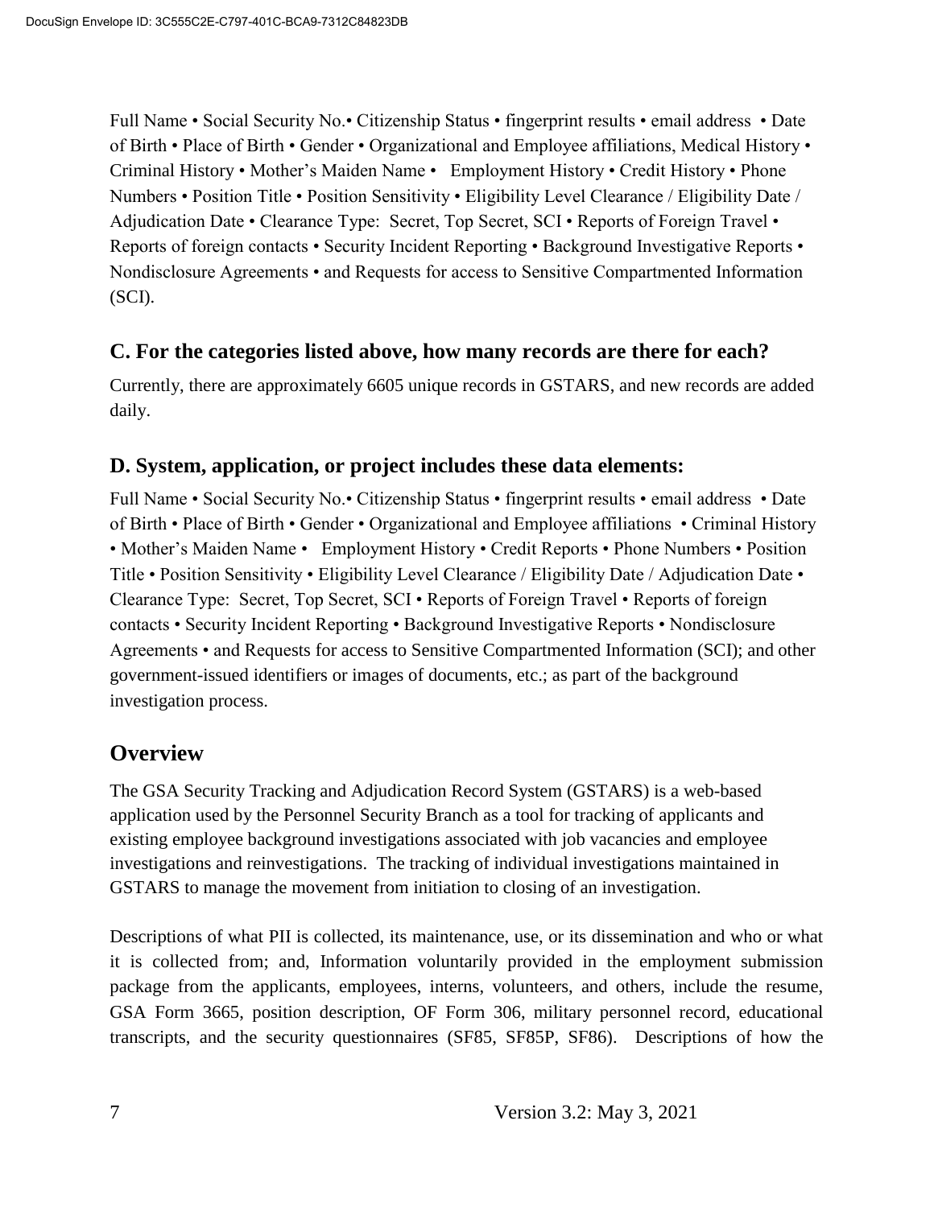Full Name • Social Security No.• Citizenship Status • fingerprint results • email address • Date of Birth • Place of Birth • Gender • Organizational and Employee affiliations, Medical History • Criminal History • Mother's Maiden Name • Employment History • Credit History • Phone Numbers • Position Title • Position Sensitivity • Eligibility Level Clearance / Eligibility Date / Adjudication Date • Clearance Type: Secret, Top Secret, SCI • Reports of Foreign Travel • Reports of foreign contacts • Security Incident Reporting • Background Investigative Reports • Nondisclosure Agreements • and Requests for access to Sensitive Compartmented Information (SCI).

### C. For the categories listed above, how many records are there for each?

Currently, there are approximately 6605 unique records in GSTARS, and new records are added daily.

### D. System, application, or project includes these data elements:

Full Name • Social Security No.• Citizenship Status • fingerprint results • email address • Date of Birth • Place of Birth • Gender • Organizational and Employee affiliations • Criminal History • Mother's Maiden Name • Employment History • Credit Reports • Phone Numbers • Position Title • Position Sensitivity • Eligibility Level Clearance / Eligibility Date / Adjudication Date • Clearance Type: Secret, Top Secret, SCI • Reports of Foreign Travel • Reports of foreign contacts • Security Incident Reporting • Background Investigative Reports • Nondisclosure Agreements • and Requests for access to Sensitive Compartmented Information (SCI); and other government-issued identifiers or images of documents, etc.; as part of the background investigation process.

## Overview

The GSA Security Tracking and Adjudication Record System (GSTARS) is a web-based application used by the Personnel Security Branch as a tool for tracking of applicants and existing employee background investigations associated with job vacancies and employee investigations and reinvestigations. The tracking of individual investigations maintained in GSTARS to manage the movement from initiation to closing of an investigation.

Descriptions of what PII is collected, its maintenance, use, or its dissemination and who or what it is collected from; and, Information voluntarily provided in the employment submission package from the applicants, employees, interns, volunteers, and others, include the resume, GSA Form 3665, position description, OF Form 306, military personnel record, educational transcripts, and the security questionnaires (SF85, SF85P, SF86). Descriptions of how the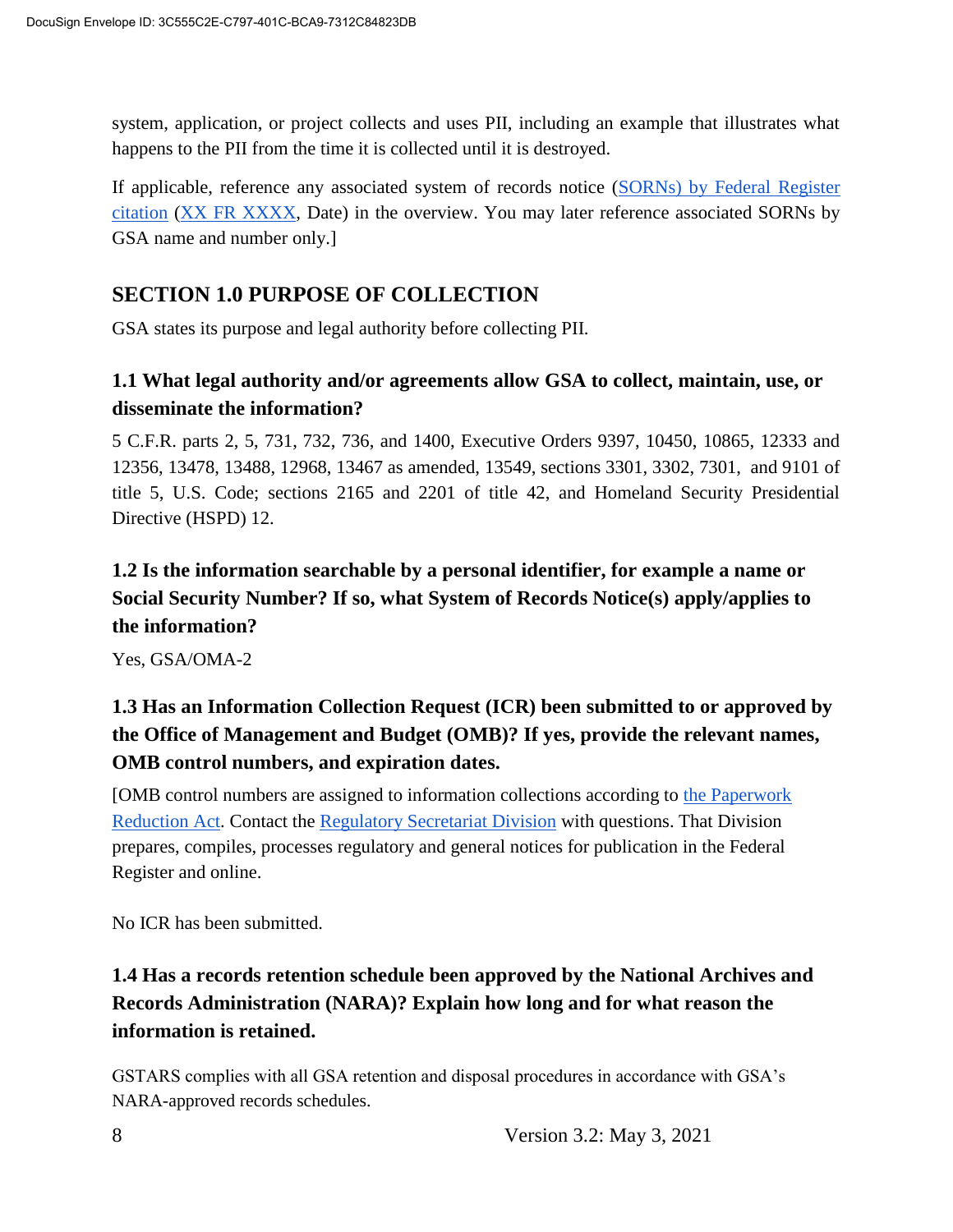system, application, or project collects and uses PII, including an example that illustrates what happens to the PII from the time it is collected until it is destroyed.

If applicable, reference any associated system of records notice (SORNs) by Federal Register citation (XX FR XXXX, Date) in the overview. You may later reference associated SORNs by GSA name and number only.]

## SECTION 1.0 PURPOSE OF COLLECTION

GSA states its purpose and legal authority before collecting PII.

### 1.1 What legal authority and/or agreements allow GSA to collect, maintain, use, or disseminate the information?

5 C.F.R. parts 2, 5, 731, 732, 736, and 1400, Executive Orders 9397, 10450, 10865, 12333 and 12356, 13478, 13488, 12968, 13467 as amended, 13549, sections 3301, 3302, 7301, and 9101 of title 5, U.S. Code; sections 2165 and 2201 of title 42, and Homeland Security Presidential Directive (HSPD) 12.

### 1.2 Is the information searchable by a personal identifier, for example a name or Social Security Number? If so, what System of Records Notice(s) apply/applies to the information?

Yes, GSA/OMA-2

### 1.3 Has an Information Collection Request (ICR) been submitted to or approved by the Office of Management and Budget (OMB)? If yes, provide the relevant names, OMB control numbers, and expiration dates.

[OMB control numbers are assigned to information collections according to the Paperwork Reduction Act. Contact the Regulatory Secretariat Division with questions. That Division prepares, compiles, processes regulatory and general notices for publication in the Federal Register and online.

No ICR has been submitted.

### 1.4 Has a records retention schedule been approved by the National Archives and Records Administration (NARA)? Explain how long and for what reason the information is retained.

GSTARS complies with all GSA retention and disposal procedures in accordance with GSA's NARA-approved records schedules.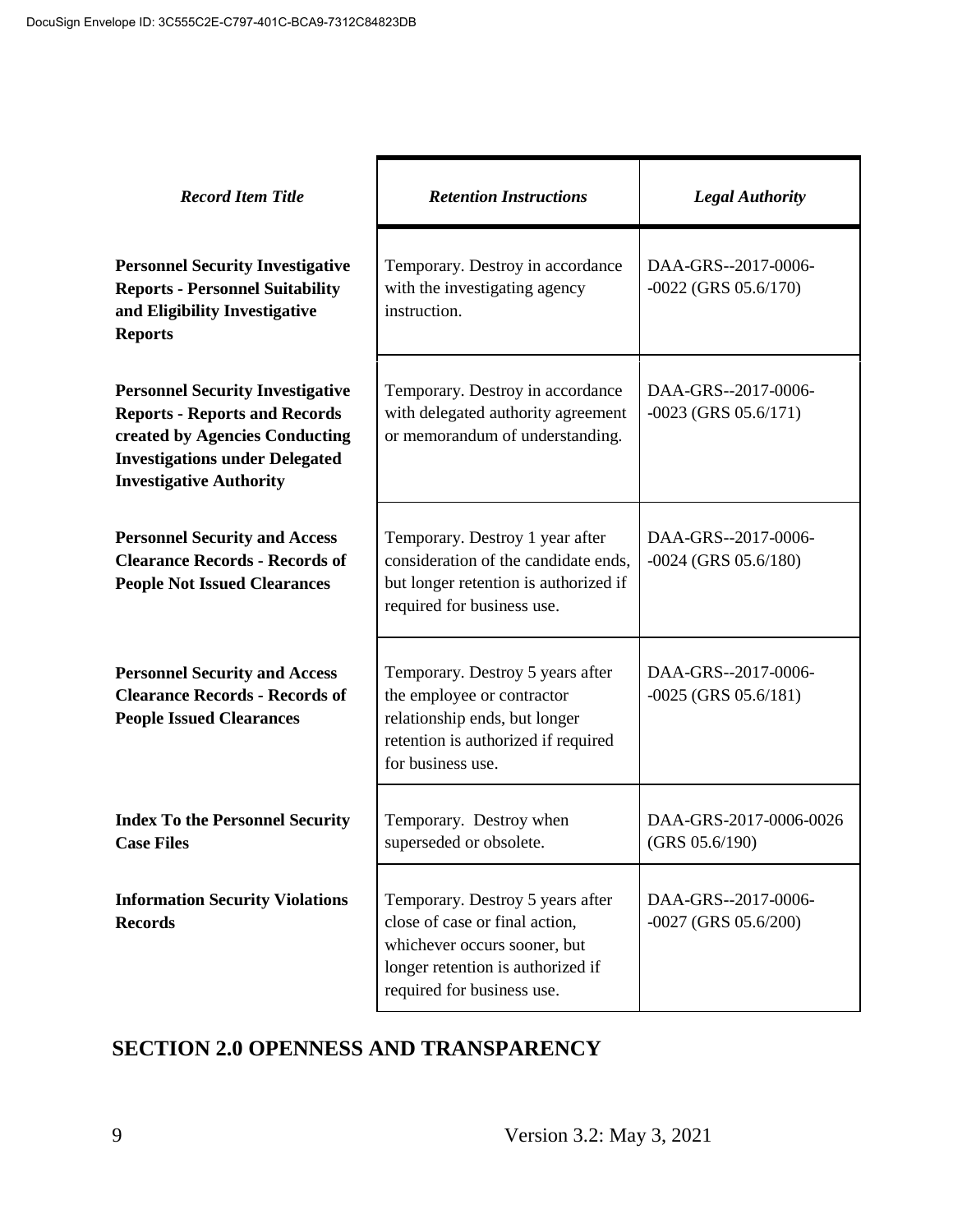| *Record Item Title* | *Retention Instructions* | *Legal Authority* |
|---|---|---|
| **Personnel Security Investigative Reports - Personnel Suitability and Eligibility Investigative Reports** | Temporary. Destroy in accordance with the investigating agency instruction. | DAA-GRS--2017-0006--0022 (GRS 05.6/170) |
| **Personnel Security Investigative Reports - Reports and Records created by Agencies Conducting Investigations under Delegated Investigative Authority** | Temporary. Destroy in accordance with delegated authority agreement or memorandum of understanding. | DAA-GRS--2017-0006--0023 (GRS 05.6/171) |
| **Personnel Security and Access Clearance Records - Records of People Not Issued Clearances** | Temporary. Destroy 1 year after consideration of the candidate ends, but longer retention is authorized if required for business use. | DAA-GRS--2017-0006--0024 (GRS 05.6/180) |
| **Personnel Security and Access Clearance Records - Records of People Issued Clearances** | Temporary. Destroy 5 years after the employee or contractor relationship ends, but longer retention is authorized if required for business use. | DAA-GRS--2017-0006--0025 (GRS 05.6/181) |
| **Index To the Personnel Security Case Files** | Temporary. Destroy when superseded or obsolete. | DAA-GRS-2017-0006-0026 (GRS 05.6/190) |
| **Information Security Violations Records** | Temporary. Destroy 5 years after close of case or final action, whichever occurs sooner, but longer retention is authorized if required for business use. | DAA-GRS--2017-0006--0027 (GRS 05.6/200) |

## SECTION 2.0 OPENNESS AND TRANSPARENCY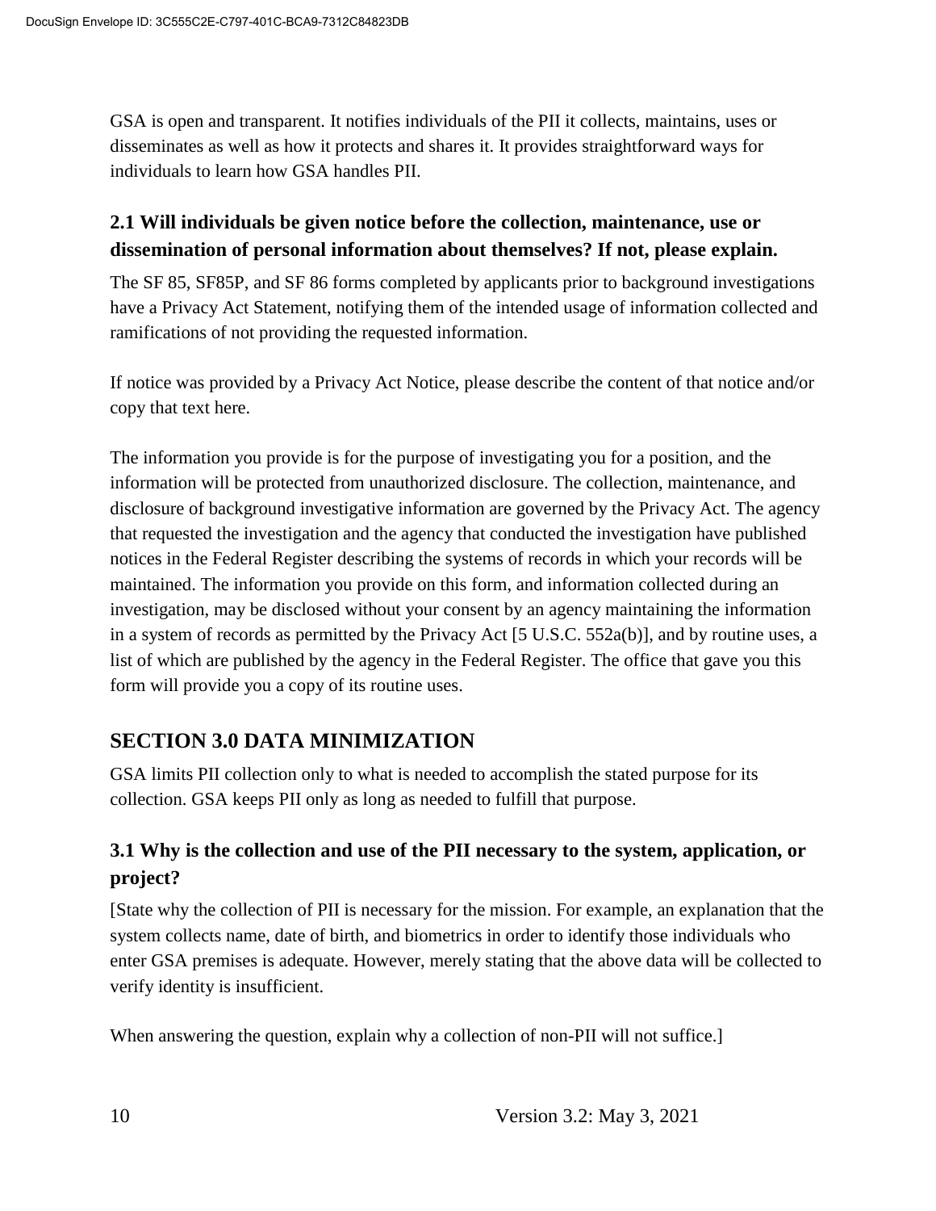GSA is open and transparent. It notifies individuals of the PII it collects, maintains, uses or disseminates as well as how it protects and shares it. It provides straightforward ways for individuals to learn how GSA handles PII.

### 2.1 Will individuals be given notice before the collection, maintenance, use or dissemination of personal information about themselves? If not, please explain.

The SF 85, SF85P, and SF 86 forms completed by applicants prior to background investigations have a Privacy Act Statement, notifying them of the intended usage of information collected and ramifications of not providing the requested information.

If notice was provided by a Privacy Act Notice, please describe the content of that notice and/or copy that text here.

The information you provide is for the purpose of investigating you for a position, and the information will be protected from unauthorized disclosure. The collection, maintenance, and disclosure of background investigative information are governed by the Privacy Act. The agency that requested the investigation and the agency that conducted the investigation have published notices in the Federal Register describing the systems of records in which your records will be maintained. The information you provide on this form, and information collected during an investigation, may be disclosed without your consent by an agency maintaining the information in a system of records as permitted by the Privacy Act [5 U.S.C. 552a(b)], and by routine uses, a list of which are published by the agency in the Federal Register. The office that gave you this form will provide you a copy of its routine uses.

## SECTION 3.0 DATA MINIMIZATION

GSA limits PII collection only to what is needed to accomplish the stated purpose for its collection. GSA keeps PII only as long as needed to fulfill that purpose.

### 3.1 Why is the collection and use of the PII necessary to the system, application, or project?

[State why the collection of PII is necessary for the mission. For example, an explanation that the system collects name, date of birth, and biometrics in order to identify those individuals who enter GSA premises is adequate. However, merely stating that the above data will be collected to verify identity is insufficient.

When answering the question, explain why a collection of non-PII will not suffice.]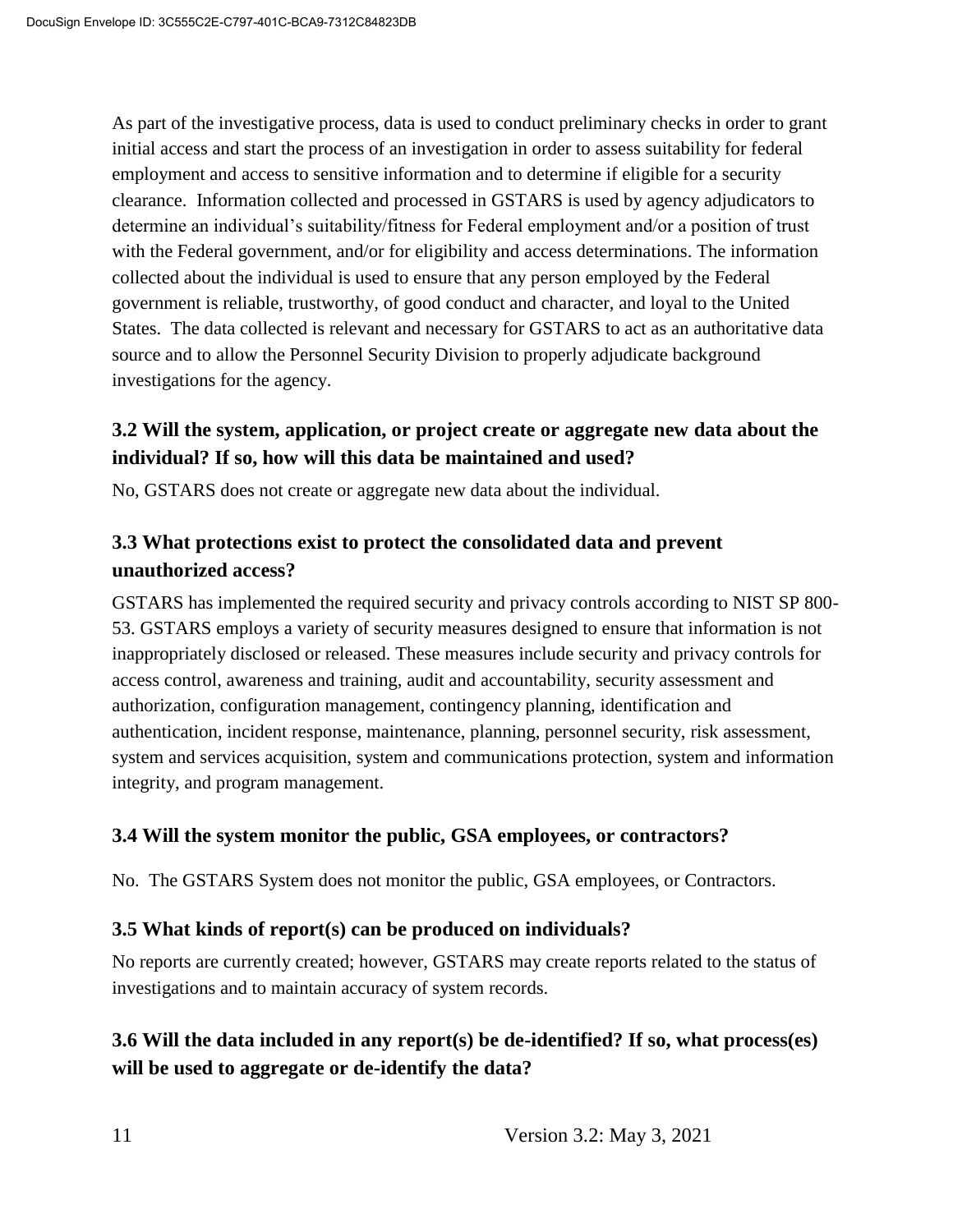As part of the investigative process, data is used to conduct preliminary checks in order to grant initial access and start the process of an investigation in order to assess suitability for federal employment and access to sensitive information and to determine if eligible for a security clearance. Information collected and processed in GSTARS is used by agency adjudicators to determine an individual's suitability/fitness for Federal employment and/or a position of trust with the Federal government, and/or for eligibility and access determinations. The information collected about the individual is used to ensure that any person employed by the Federal government is reliable, trustworthy, of good conduct and character, and loyal to the United States. The data collected is relevant and necessary for GSTARS to act as an authoritative data source and to allow the Personnel Security Division to properly adjudicate background investigations for the agency.

## 3.2 Will the system, application, or project create or aggregate new data about the individual? If so, how will this data be maintained and used?

No, GSTARS does not create or aggregate new data about the individual.

## 3.3 What protections exist to protect the consolidated data and prevent unauthorized access?

GSTARS has implemented the required security and privacy controls according to NIST SP 800-53. GSTARS employs a variety of security measures designed to ensure that information is not inappropriately disclosed or released. These measures include security and privacy controls for access control, awareness and training, audit and accountability, security assessment and authorization, configuration management, contingency planning, identification and authentication, incident response, maintenance, planning, personnel security, risk assessment, system and services acquisition, system and communications protection, system and information integrity, and program management.

## 3.4 Will the system monitor the public, GSA employees, or contractors?

No. The GSTARS System does not monitor the public, GSA employees, or Contractors.

## 3.5 What kinds of report(s) can be produced on individuals?

No reports are currently created; however, GSTARS may create reports related to the status of investigations and to maintain accuracy of system records.

## 3.6 Will the data included in any report(s) be de-identified? If so, what process(es) will be used to aggregate or de-identify the data?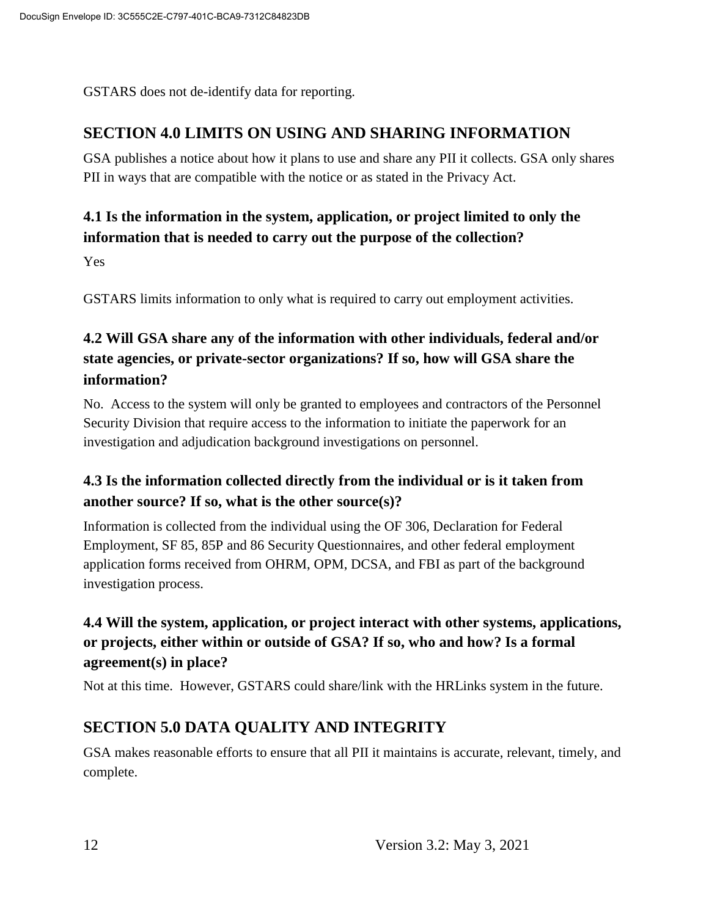GSTARS does not de-identify data for reporting.

## SECTION 4.0 LIMITS ON USING AND SHARING INFORMATION

GSA publishes a notice about how it plans to use and share any PII it collects. GSA only shares PII in ways that are compatible with the notice or as stated in the Privacy Act.

### 4.1 Is the information in the system, application, or project limited to only the information that is needed to carry out the purpose of the collection?

Yes

GSTARS limits information to only what is required to carry out employment activities.

### 4.2 Will GSA share any of the information with other individuals, federal and/or state agencies, or private-sector organizations? If so, how will GSA share the information?

No. Access to the system will only be granted to employees and contractors of the Personnel Security Division that require access to the information to initiate the paperwork for an investigation and adjudication background investigations on personnel.

### 4.3 Is the information collected directly from the individual or is it taken from another source? If so, what is the other source(s)?

Information is collected from the individual using the OF 306, Declaration for Federal Employment, SF 85, 85P and 86 Security Questionnaires, and other federal employment application forms received from OHRM, OPM, DCSA, and FBI as part of the background investigation process.

### 4.4 Will the system, application, or project interact with other systems, applications, or projects, either within or outside of GSA? If so, who and how? Is a formal agreement(s) in place?

Not at this time. However, GSTARS could share/link with the HRLinks system in the future.

## SECTION 5.0 DATA QUALITY AND INTEGRITY

GSA makes reasonable efforts to ensure that all PII it maintains is accurate, relevant, timely, and complete.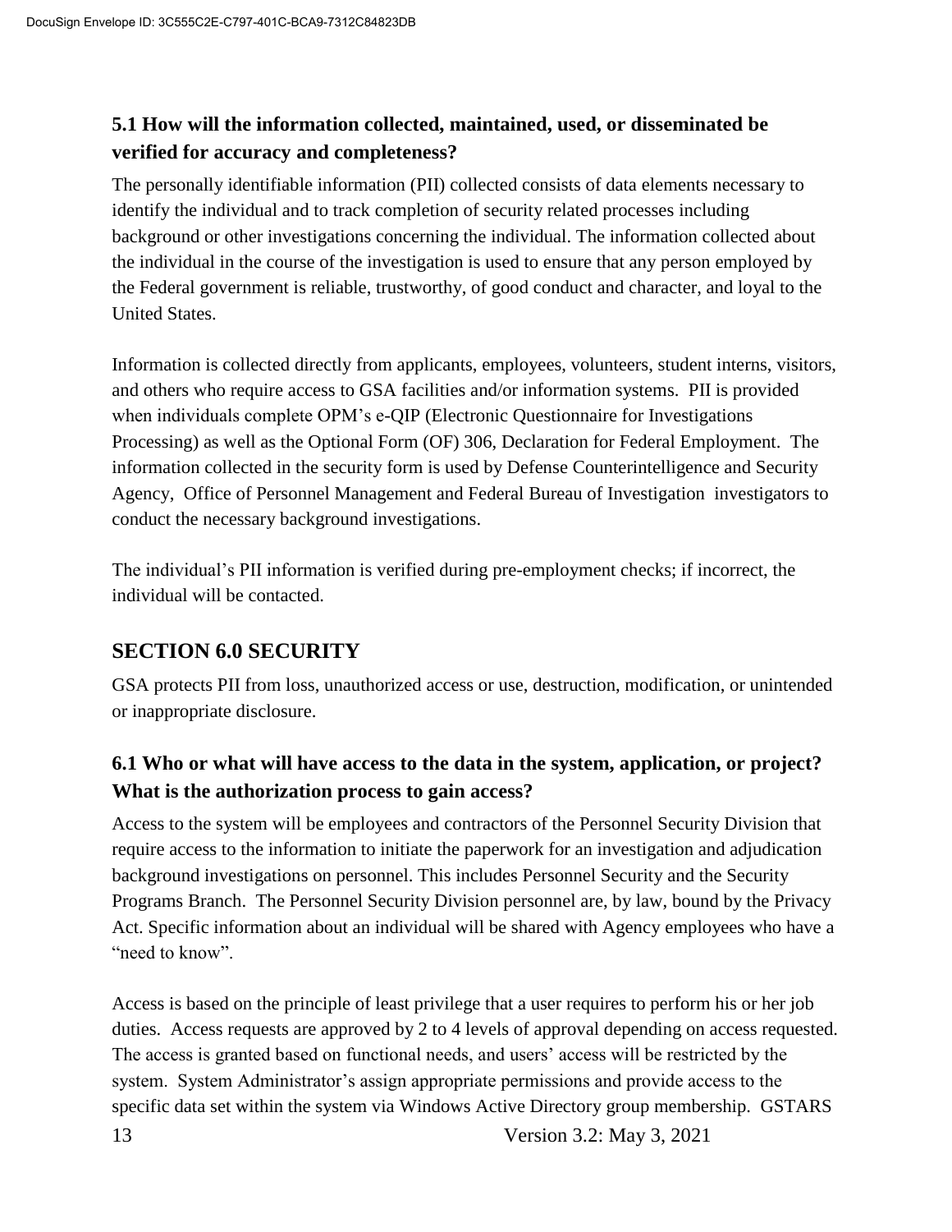## 5.1 How will the information collected, maintained, used, or disseminated be verified for accuracy and completeness?

The personally identifiable information (PII) collected consists of data elements necessary to identify the individual and to track completion of security related processes including background or other investigations concerning the individual. The information collected about the individual in the course of the investigation is used to ensure that any person employed by the Federal government is reliable, trustworthy, of good conduct and character, and loyal to the United States.

Information is collected directly from applicants, employees, volunteers, student interns, visitors, and others who require access to GSA facilities and/or information systems. PII is provided when individuals complete OPM's e-QIP (Electronic Questionnaire for Investigations Processing) as well as the Optional Form (OF) 306, Declaration for Federal Employment. The information collected in the security form is used by Defense Counterintelligence and Security Agency, Office of Personnel Management and Federal Bureau of Investigation investigators to conduct the necessary background investigations.

The individual's PII information is verified during pre-employment checks; if incorrect, the individual will be contacted.

# SECTION 6.0 SECURITY

GSA protects PII from loss, unauthorized access or use, destruction, modification, or unintended or inappropriate disclosure.

## 6.1 Who or what will have access to the data in the system, application, or project? What is the authorization process to gain access?

Access to the system will be employees and contractors of the Personnel Security Division that require access to the information to initiate the paperwork for an investigation and adjudication background investigations on personnel. This includes Personnel Security and the Security Programs Branch. The Personnel Security Division personnel are, by law, bound by the Privacy Act. Specific information about an individual will be shared with Agency employees who have a "need to know".

Access is based on the principle of least privilege that a user requires to perform his or her job duties. Access requests are approved by 2 to 4 levels of approval depending on access requested. The access is granted based on functional needs, and users' access will be restricted by the system. System Administrator's assign appropriate permissions and provide access to the specific data set within the system via Windows Active Directory group membership. GSTARS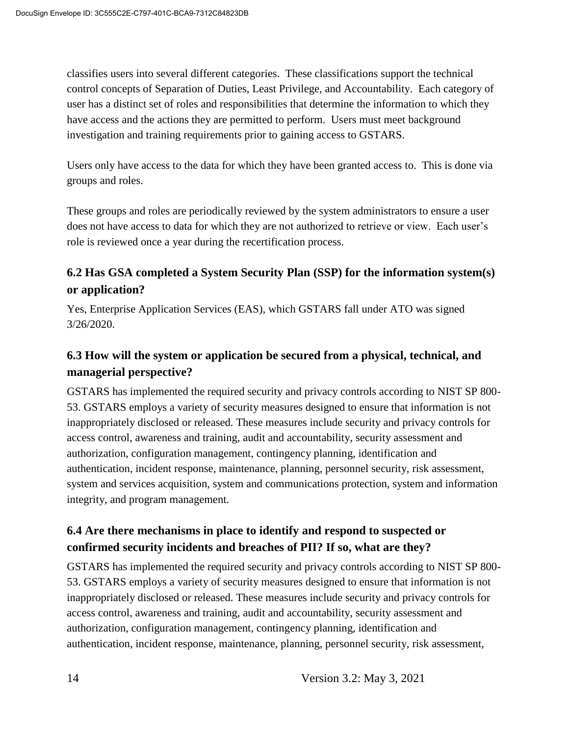classifies users into several different categories. These classifications support the technical control concepts of Separation of Duties, Least Privilege, and Accountability. Each category of user has a distinct set of roles and responsibilities that determine the information to which they have access and the actions they are permitted to perform. Users must meet background investigation and training requirements prior to gaining access to GSTARS.

Users only have access to the data for which they have been granted access to. This is done via groups and roles.

These groups and roles are periodically reviewed by the system administrators to ensure a user does not have access to data for which they are not authorized to retrieve or view. Each user's role is reviewed once a year during the recertification process.

## 6.2 Has GSA completed a System Security Plan (SSP) for the information system(s) or application?

Yes, Enterprise Application Services (EAS), which GSTARS fall under ATO was signed 3/26/2020.

## 6.3 How will the system or application be secured from a physical, technical, and managerial perspective?

GSTARS has implemented the required security and privacy controls according to NIST SP 800-53. GSTARS employs a variety of security measures designed to ensure that information is not inappropriately disclosed or released. These measures include security and privacy controls for access control, awareness and training, audit and accountability, security assessment and authorization, configuration management, contingency planning, identification and authentication, incident response, maintenance, planning, personnel security, risk assessment, system and services acquisition, system and communications protection, system and information integrity, and program management.

## 6.4 Are there mechanisms in place to identify and respond to suspected or confirmed security incidents and breaches of PII? If so, what are they?

GSTARS has implemented the required security and privacy controls according to NIST SP 800-53. GSTARS employs a variety of security measures designed to ensure that information is not inappropriately disclosed or released. These measures include security and privacy controls for access control, awareness and training, audit and accountability, security assessment and authorization, configuration management, contingency planning, identification and authentication, incident response, maintenance, planning, personnel security, risk assessment,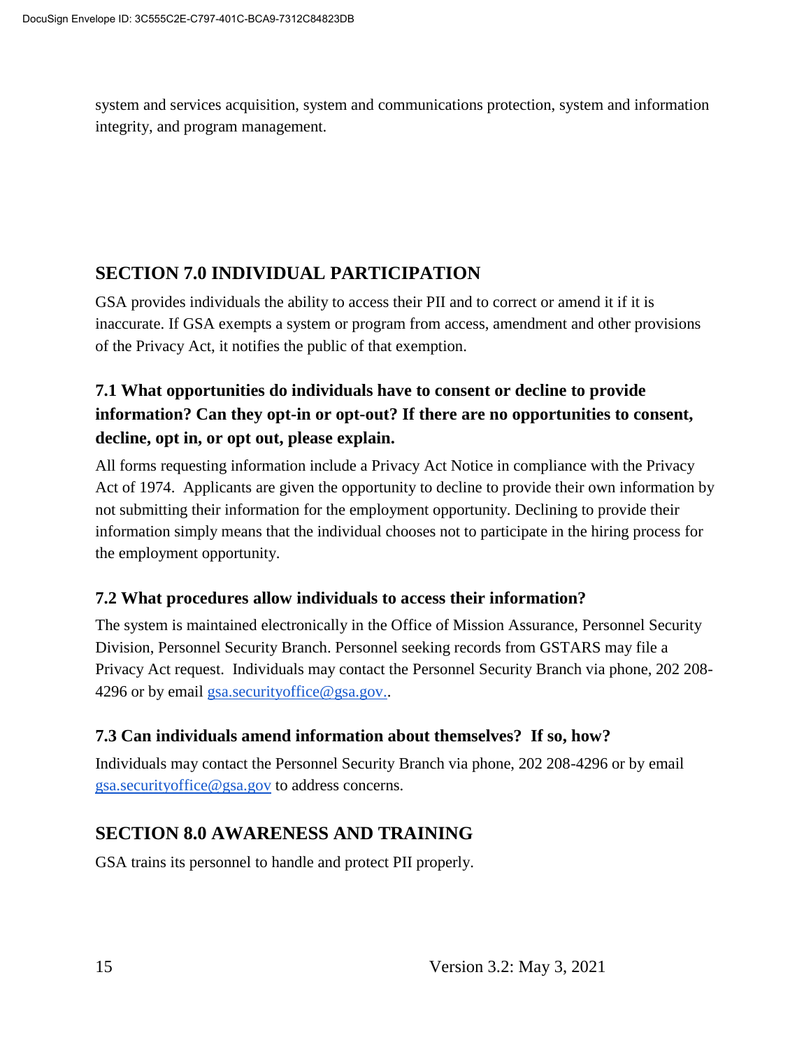system and services acquisition, system and communications protection, system and information integrity, and program management.

## SECTION 7.0 INDIVIDUAL PARTICIPATION

GSA provides individuals the ability to access their PII and to correct or amend it if it is inaccurate. If GSA exempts a system or program from access, amendment and other provisions of the Privacy Act, it notifies the public of that exemption.

### 7.1 What opportunities do individuals have to consent or decline to provide information? Can they opt-in or opt-out? If there are no opportunities to consent, decline, opt in, or opt out, please explain.

All forms requesting information include a Privacy Act Notice in compliance with the Privacy Act of 1974. Applicants are given the opportunity to decline to provide their own information by not submitting their information for the employment opportunity. Declining to provide their information simply means that the individual chooses not to participate in the hiring process for the employment opportunity.

### 7.2 What procedures allow individuals to access their information?

The system is maintained electronically in the Office of Mission Assurance, Personnel Security Division, Personnel Security Branch. Personnel seeking records from GSTARS may file a Privacy Act request. Individuals may contact the Personnel Security Branch via phone, 202 208-4296 or by email gsa.securityoffice@gsa.gov..

### 7.3 Can individuals amend information about themselves? If so, how?

Individuals may contact the Personnel Security Branch via phone, 202 208-4296 or by email gsa.securityoffice@gsa.gov to address concerns.

## SECTION 8.0 AWARENESS AND TRAINING

GSA trains its personnel to handle and protect PII properly.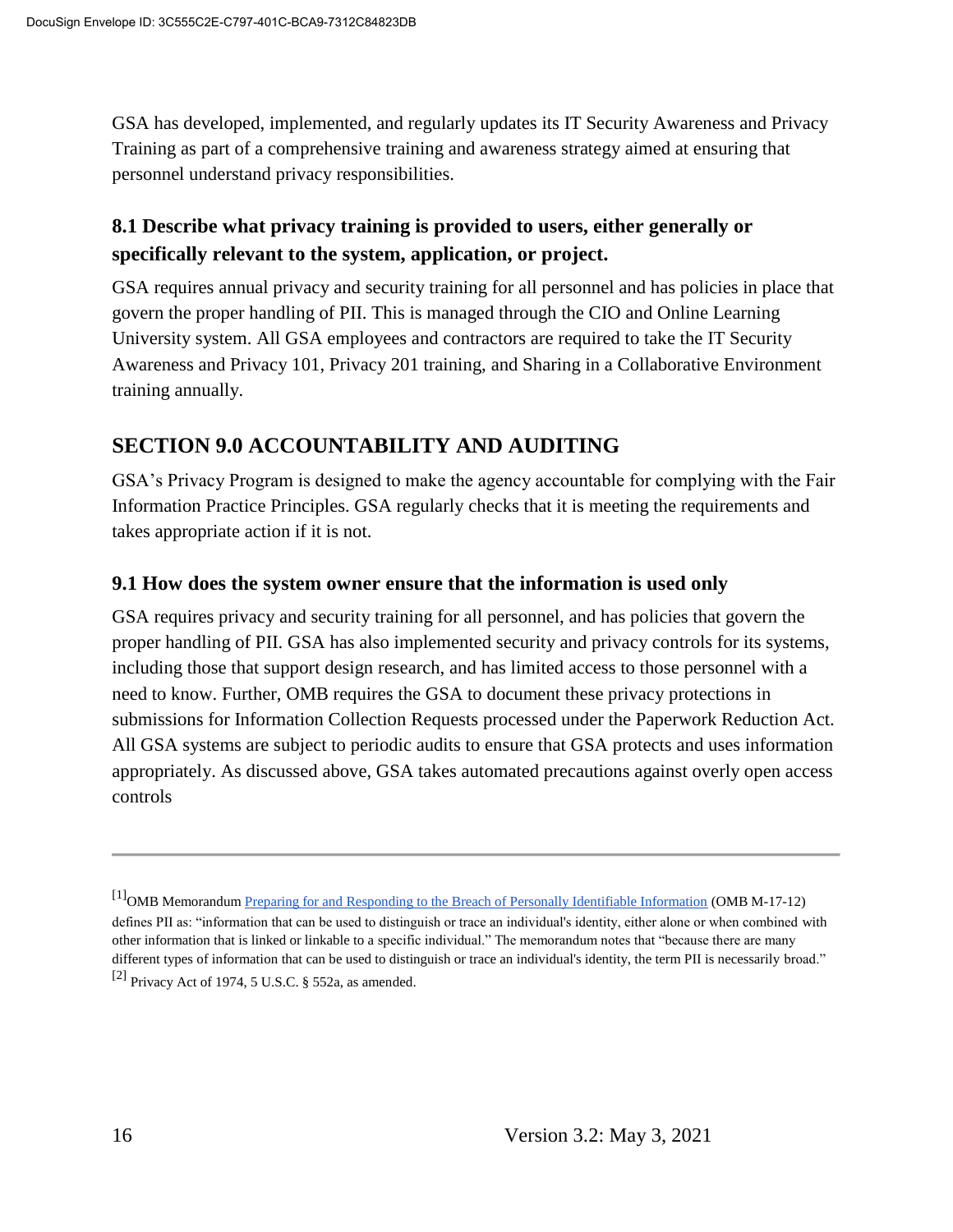GSA has developed, implemented, and regularly updates its IT Security Awareness and Privacy Training as part of a comprehensive training and awareness strategy aimed at ensuring that personnel understand privacy responsibilities.

### 8.1 Describe what privacy training is provided to users, either generally or specifically relevant to the system, application, or project.

GSA requires annual privacy and security training for all personnel and has policies in place that govern the proper handling of PII. This is managed through the CIO and Online Learning University system. All GSA employees and contractors are required to take the IT Security Awareness and Privacy 101, Privacy 201 training, and Sharing in a Collaborative Environment training annually.

## SECTION 9.0 ACCOUNTABILITY AND AUDITING

GSA's Privacy Program is designed to make the agency accountable for complying with the Fair Information Practice Principles. GSA regularly checks that it is meeting the requirements and takes appropriate action if it is not.

### 9.1 How does the system owner ensure that the information is used only

GSA requires privacy and security training for all personnel, and has policies that govern the proper handling of PII. GSA has also implemented security and privacy controls for its systems, including those that support design research, and has limited access to those personnel with a need to know. Further, OMB requires the GSA to document these privacy protections in submissions for Information Collection Requests processed under the Paperwork Reduction Act. All GSA systems are subject to periodic audits to ensure that GSA protects and uses information appropriately. As discussed above, GSA takes automated precautions against overly open access controls

---

[1] OMB Memorandum [Preparing for and Responding to the Breach of Personally Identifiable Information]() (OMB M-17-12) defines PII as: "information that can be used to distinguish or trace an individual's identity, either alone or when combined with other information that is linked or linkable to a specific individual." The memorandum notes that "because there are many different types of information that can be used to distinguish or trace an individual's identity, the term PII is necessarily broad."

[2] Privacy Act of 1974, 5 U.S.C. § 552a, as amended.